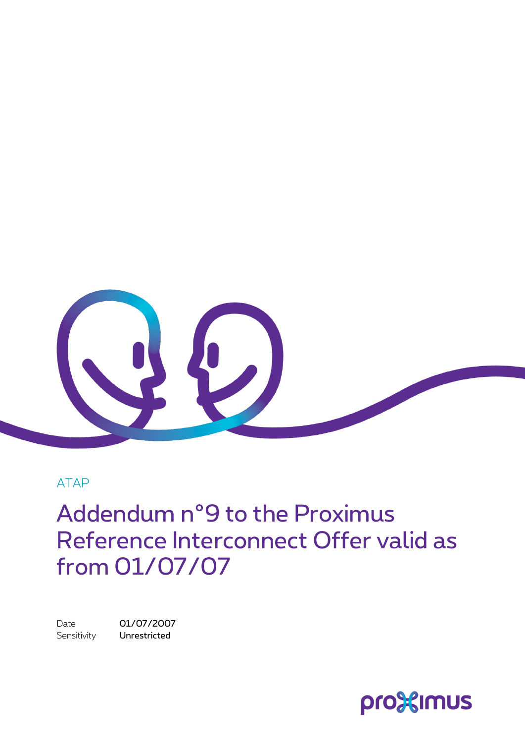ATAP

# Addendum n°9 to the Proximus Reference Interconnect Offer valid as from 01/07/07

Date 01/07/2007
Sensitivity Unrestricted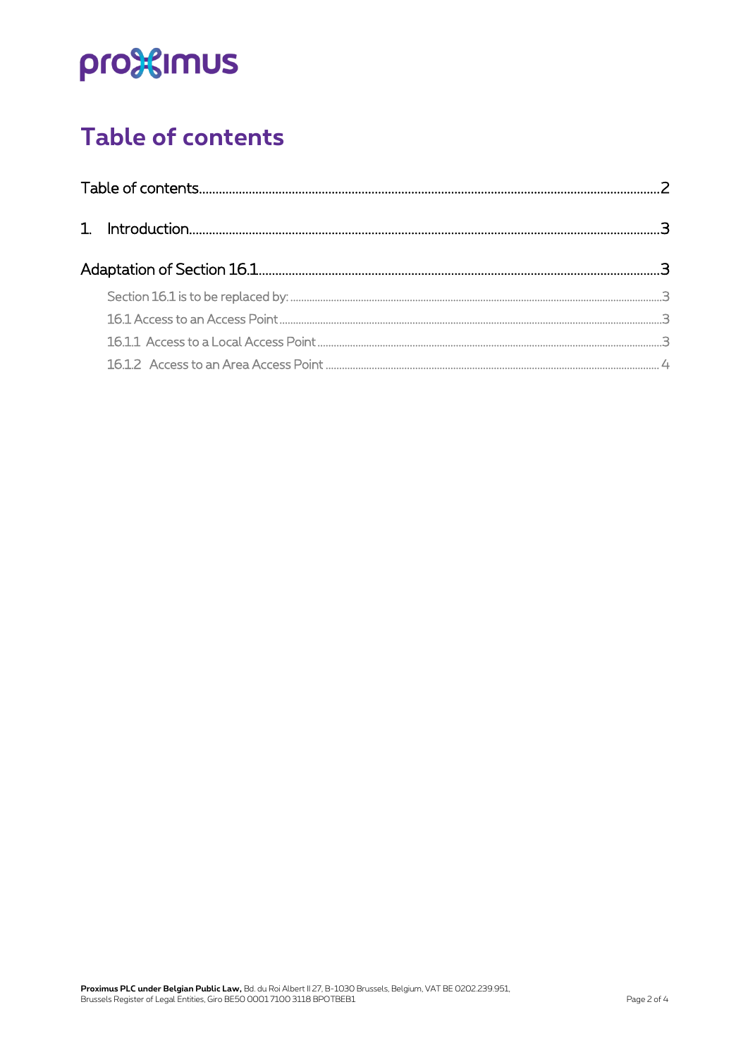# Table of contents

Table of contents ........ 2

1. Introduction ........ 3

Adaptation of Section 16.1 ........ 3

- Section 16.1 is to be replaced by: ........ 3
- 16.1 Access to an Access Point ........ 3
- 16.1.1 Access to a Local Access Point ........ 3
- 16.1.2 Access to an Area Access Point ........ 4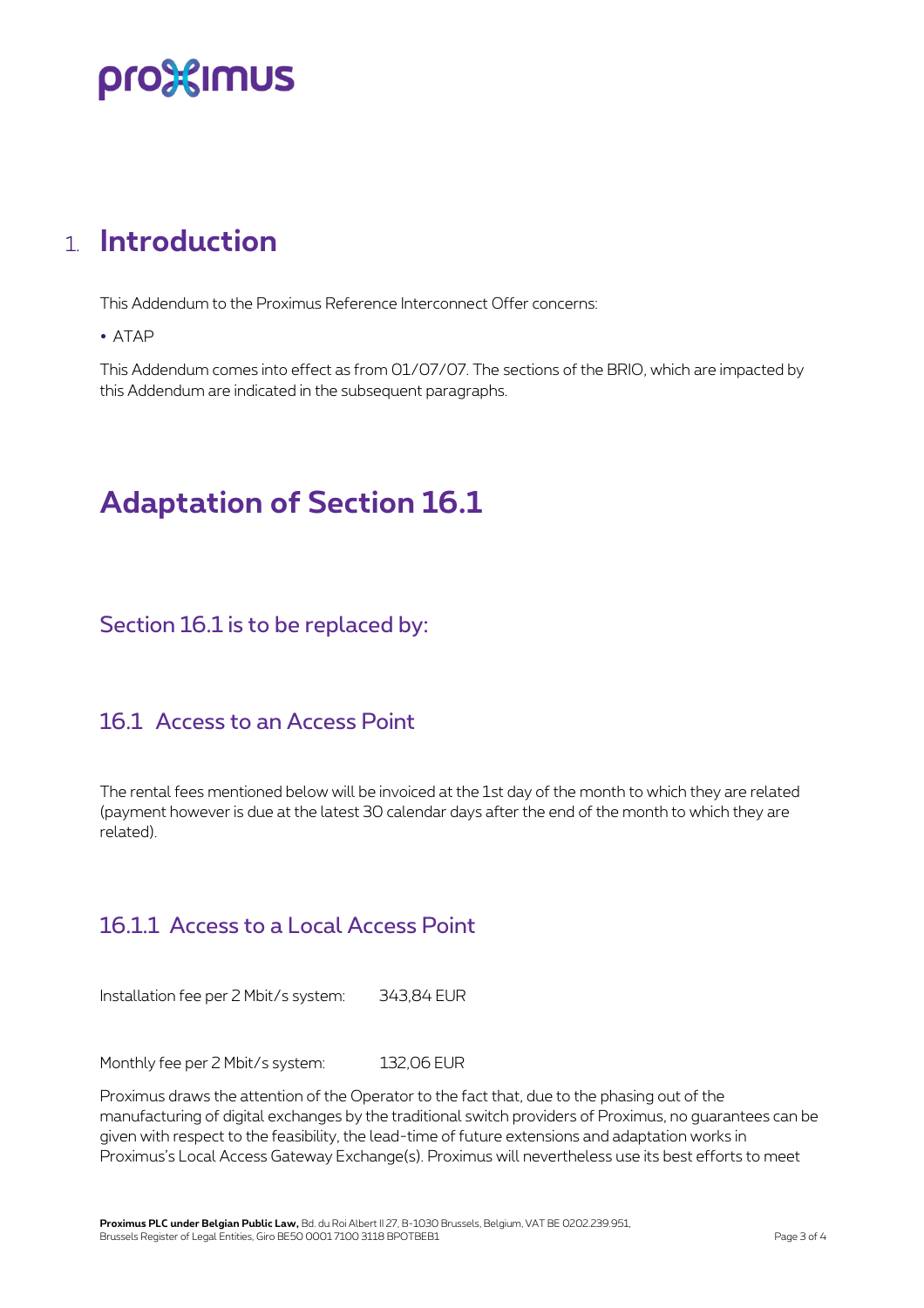# 1. Introduction

This Addendum to the Proximus Reference Interconnect Offer concerns:

- ATAP

This Addendum comes into effect as from 01/07/07. The sections of the BRIO, which are impacted by this Addendum are indicated in the subsequent paragraphs.

# Adaptation of Section 16.1

## Section 16.1 is to be replaced by:

## 16.1 Access to an Access Point

The rental fees mentioned below will be invoiced at the 1st day of the month to which they are related (payment however is due at the latest 30 calendar days after the end of the month to which they are related).

### 16.1.1 Access to a Local Access Point

Installation fee per 2 Mbit/s system: 343,84 EUR

Monthly fee per 2 Mbit/s system: 132,06 EUR

Proximus draws the attention of the Operator to the fact that, due to the phasing out of the manufacturing of digital exchanges by the traditional switch providers of Proximus, no guarantees can be given with respect to the feasibility, the lead-time of future extensions and adaptation works in Proximus's Local Access Gateway Exchange(s). Proximus will nevertheless use its best efforts to meet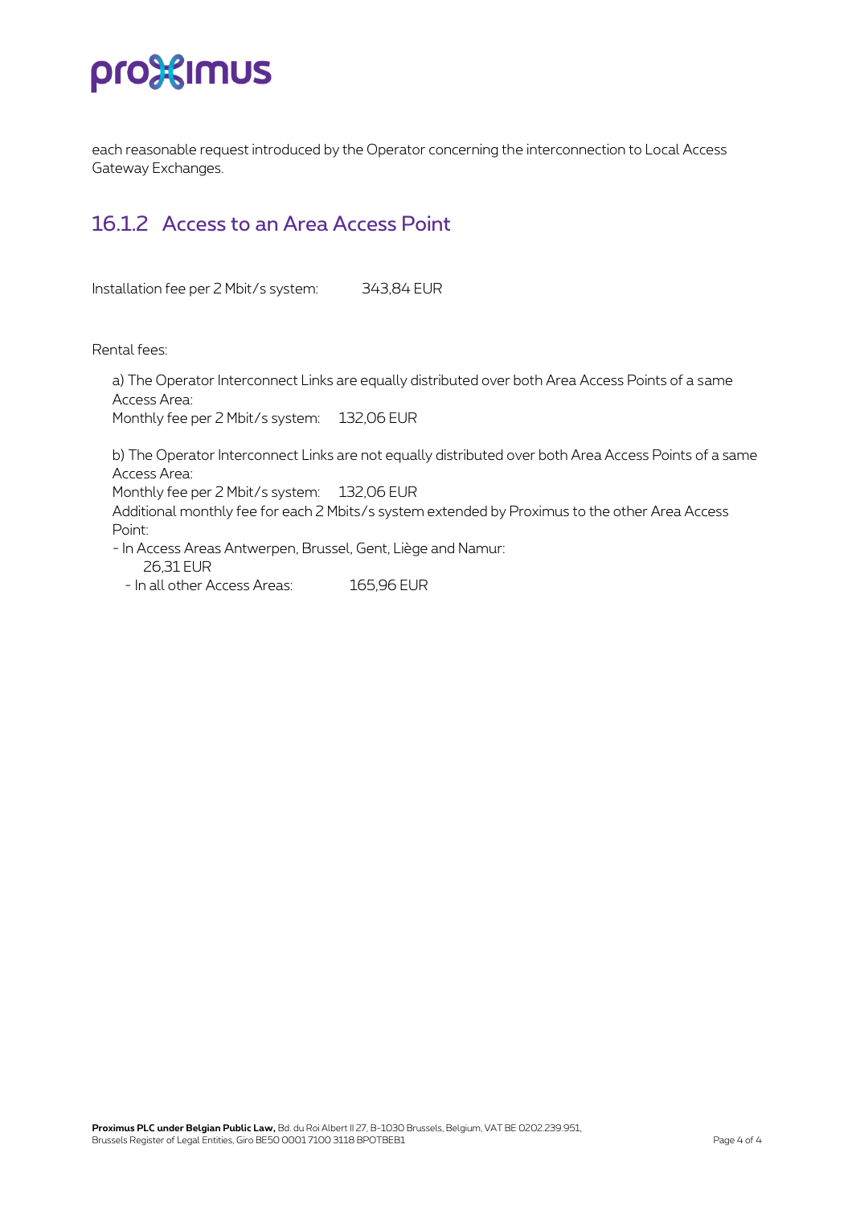each reasonable request introduced by the Operator concerning the interconnection to Local Access Gateway Exchanges.

### 16.1.2 Access to an Area Access Point

Installation fee per 2 Mbit/s system: 343,84 EUR

Rental fees:

a) The Operator Interconnect Links are equally distributed over both Area Access Points of a same Access Area:
Monthly fee per 2 Mbit/s system: 132,06 EUR

b) The Operator Interconnect Links are not equally distributed over both Area Access Points of a same Access Area:
Monthly fee per 2 Mbit/s system: 132,06 EUR
Additional monthly fee for each 2 Mbits/s system extended by Proximus to the other Area Access Point:

- In Access Areas Antwerpen, Brussel, Gent, Liège and Namur: 26,31 EUR
- In all other Access Areas: 165,96 EUR